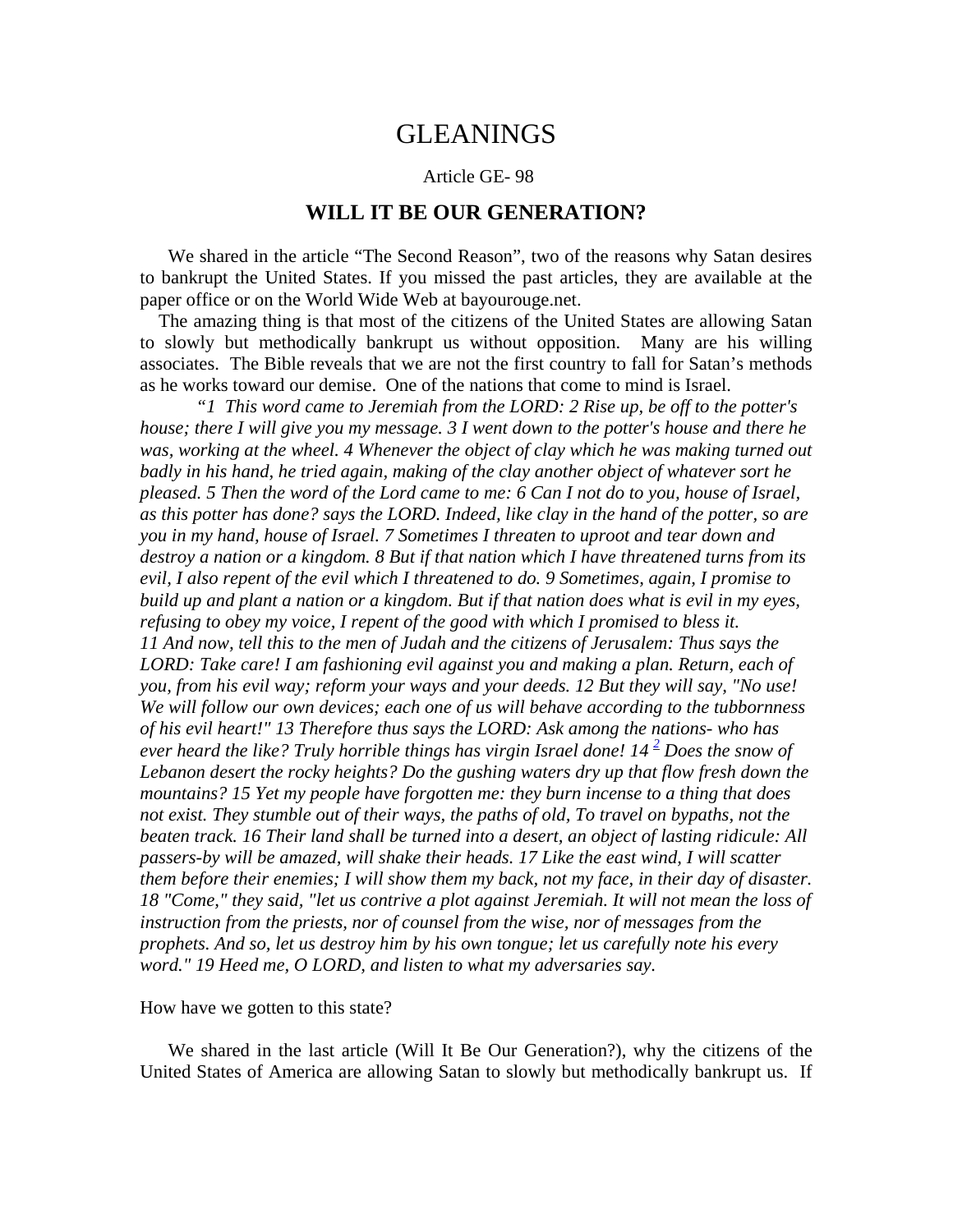# GLEANINGS

Article GE- 98

## WILL IT BE OUR GENERATION?

We shared in the article "The Second Reason", two of the reasons why Satan desires to bankrupt the United States. If you missed the past articles, they are available at the paper office or on the World Wide Web at bayourouge.net.

The amazing thing is that most of the citizens of the United States are allowing Satan to slowly but methodically bankrupt us without opposition. Many are his willing associates. The Bible reveals that we are not the first country to fall for Satan's methods as he works toward our demise. One of the nations that come to mind is Israel.

*"1 This word came to Jeremiah from the LORD: 2 Rise up, be off to the potter's house; there I will give you my message. 3 I went down to the potter's house and there he was, working at the wheel. 4 Whenever the object of clay which he was making turned out badly in his hand, he tried again, making of the clay another object of whatever sort he pleased. 5 Then the word of the Lord came to me: 6 Can I not do to you, house of Israel, as this potter has done? says the LORD. Indeed, like clay in the hand of the potter, so are you in my hand, house of Israel. 7 Sometimes I threaten to uproot and tear down and destroy a nation or a kingdom. 8 But if that nation which I have threatened turns from its evil, I also repent of the evil which I threatened to do. 9 Sometimes, again, I promise to build up and plant a nation or a kingdom. But if that nation does what is evil in my eyes, refusing to obey my voice, I repent of the good with which I promised to bless it. 11 And now, tell this to the men of Judah and the citizens of Jerusalem: Thus says the LORD: Take care! I am fashioning evil against you and making a plan. Return, each of you, from his evil way; reform your ways and your deeds. 12 But they will say, "No use! We will follow our own devices; each one of us will behave according to the tubbornness of his evil heart!" 13 Therefore thus says the LORD: Ask among the nations- who has ever heard the like? Truly horrible things has virgin Israel done! 14 [2] Does the snow of Lebanon desert the rocky heights? Do the gushing waters dry up that flow fresh down the mountains? 15 Yet my people have forgotten me: they burn incense to a thing that does not exist. They stumble out of their ways, the paths of old, To travel on bypaths, not the beaten track. 16 Their land shall be turned into a desert, an object of lasting ridicule: All passers-by will be amazed, will shake their heads. 17 Like the east wind, I will scatter them before their enemies; I will show them my back, not my face, in their day of disaster. 18 "Come," they said, "let us contrive a plot against Jeremiah. It will not mean the loss of instruction from the priests, nor of counsel from the wise, nor of messages from the prophets. And so, let us destroy him by his own tongue; let us carefully note his every word." 19 Heed me, O LORD, and listen to what my adversaries say.*

How have we gotten to this state?

We shared in the last article (Will It Be Our Generation?), why the citizens of the United States of America are allowing Satan to slowly but methodically bankrupt us. If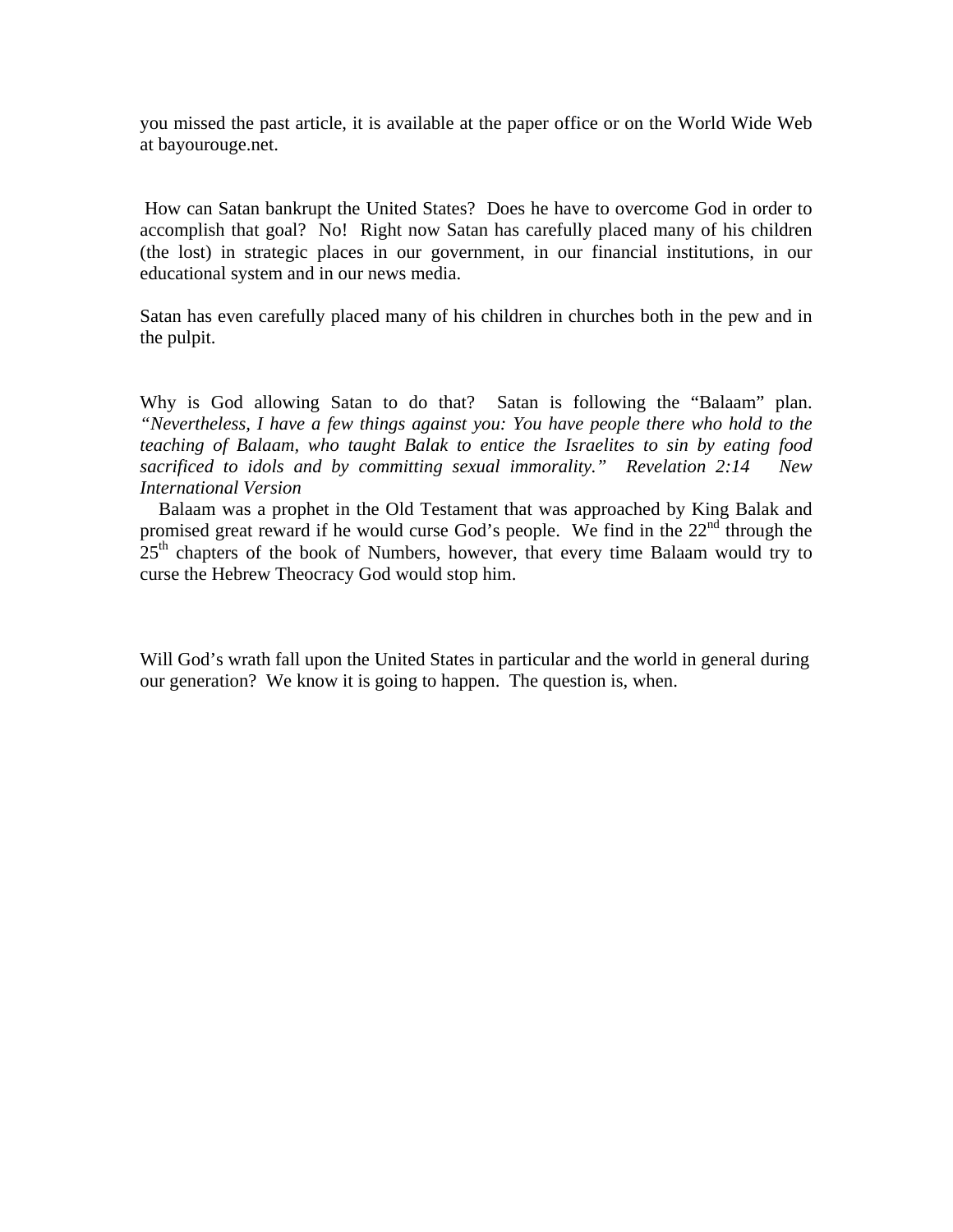you missed the past article, it is available at the paper office or on the World Wide Web at bayourouge.net.

How can Satan bankrupt the United States? Does he have to overcome God in order to accomplish that goal? No! Right now Satan has carefully placed many of his children (the lost) in strategic places in our government, in our financial institutions, in our educational system and in our news media.

Satan has even carefully placed many of his children in churches both in the pew and in the pulpit.

Why is God allowing Satan to do that? Satan is following the "Balaam" plan. *"Nevertheless, I have a few things against you: You have people there who hold to the teaching of Balaam, who taught Balak to entice the Israelites to sin by eating food sacrificed to idols and by committing sexual immorality." Revelation 2:14 New International Version*

Balaam was a prophet in the Old Testament that was approached by King Balak and promised great reward if he would curse God's people. We find in the 22nd through the 25th chapters of the book of Numbers, however, that every time Balaam would try to curse the Hebrew Theocracy God would stop him.

Will God's wrath fall upon the United States in particular and the world in general during our generation? We know it is going to happen. The question is, when.